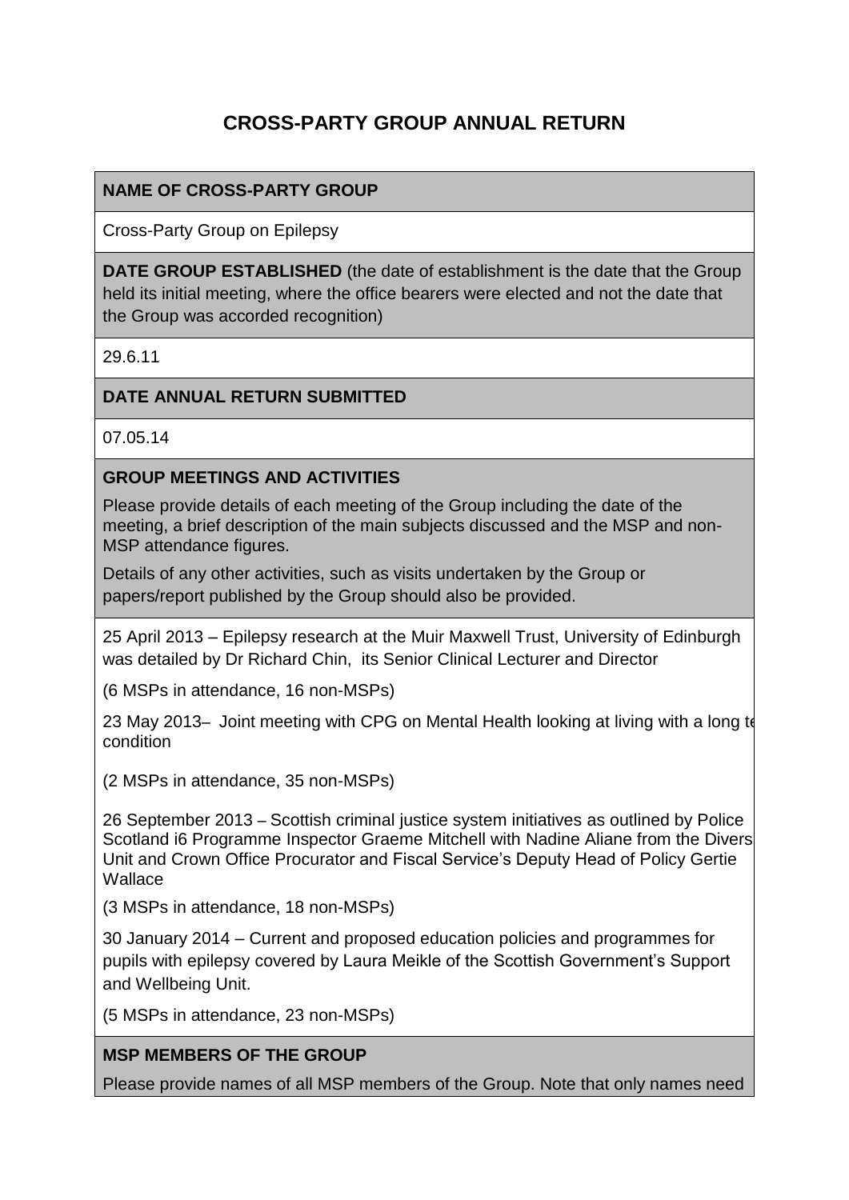# CROSS-PARTY GROUP ANNUAL RETURN

**NAME OF CROSS-PARTY GROUP**

Cross-Party Group on Epilepsy

**DATE GROUP ESTABLISHED** (the date of establishment is the date that the Group held its initial meeting, where the office bearers were elected and not the date that the Group was accorded recognition)

29.6.11

**DATE ANNUAL RETURN SUBMITTED**

07.05.14

**GROUP MEETINGS AND ACTIVITIES**

Please provide details of each meeting of the Group including the date of the meeting, a brief description of the main subjects discussed and the MSP and non-MSP attendance figures.

Details of any other activities, such as visits undertaken by the Group or papers/report published by the Group should also be provided.

25 April 2013 – Epilepsy research at the Muir Maxwell Trust, University of Edinburgh was detailed by Dr Richard Chin, its Senior Clinical Lecturer and Director

(6 MSPs in attendance, 16 non-MSPs)

23 May 2013– Joint meeting with CPG on Mental Health looking at living with a long te condition

(2 MSPs in attendance, 35 non-MSPs)

26 September 2013 – Scottish criminal justice system initiatives as outlined by Police Scotland i6 Programme Inspector Graeme Mitchell with Nadine Aliane from the Divers Unit and Crown Office Procurator and Fiscal Service's Deputy Head of Policy Gertie Wallace

(3 MSPs in attendance, 18 non-MSPs)

30 January 2014 – Current and proposed education policies and programmes for pupils with epilepsy covered by Laura Meikle of the Scottish Government's Support and Wellbeing Unit.

(5 MSPs in attendance, 23 non-MSPs)

**MSP MEMBERS OF THE GROUP**

Please provide names of all MSP members of the Group. Note that only names need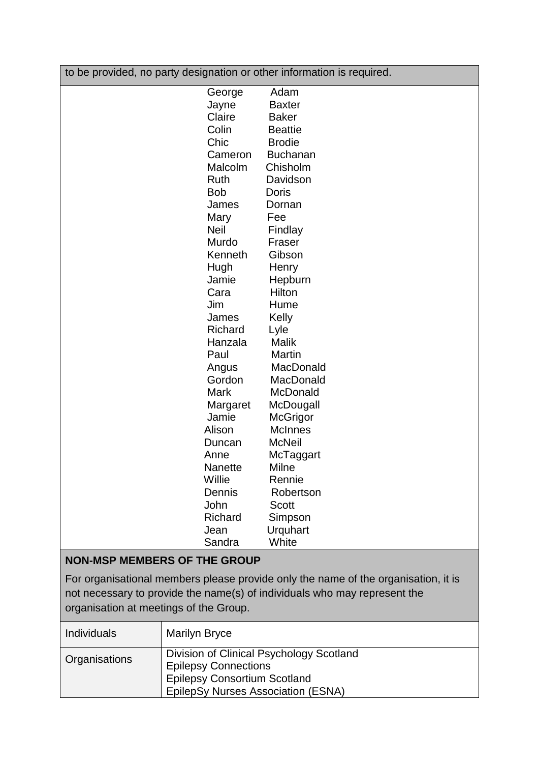to be provided, no party designation or other information is required.

George Adam
Jayne Baxter
Claire Baker
Colin Beattie
Chic Brodie
Cameron Buchanan
Malcolm Chisholm
Ruth Davidson
Bob Doris
James Dornan
Mary Fee
Neil Findlay
Murdo Fraser
Kenneth Gibson
Hugh Henry
Jamie Hepburn
Cara Hilton
Jim Hume
James Kelly
Richard Lyle
Hanzala Malik
Paul Martin
Angus MacDonald
Gordon MacDonald
Mark McDonald
Margaret McDougall
Jamie McGrigor
Alison McInnes
Duncan McNeil
Anne McTaggart
Nanette Milne
Willie Rennie
Dennis Robertson
John Scott
Richard Simpson
Jean Urquhart
Sandra White

## NON-MSP MEMBERS OF THE GROUP

For organisational members please provide only the name of the organisation, it is not necessary to provide the name(s) of individuals who may represent the organisation at meetings of the Group.

| | |
|---|---|
| Individuals | Marilyn Bryce |
| Organisations | Division of Clinical Psychology Scotland<br>Epilepsy Connections<br>Epilepsy Consortium Scotland<br>EpilepSy Nurses Association (ESNA) |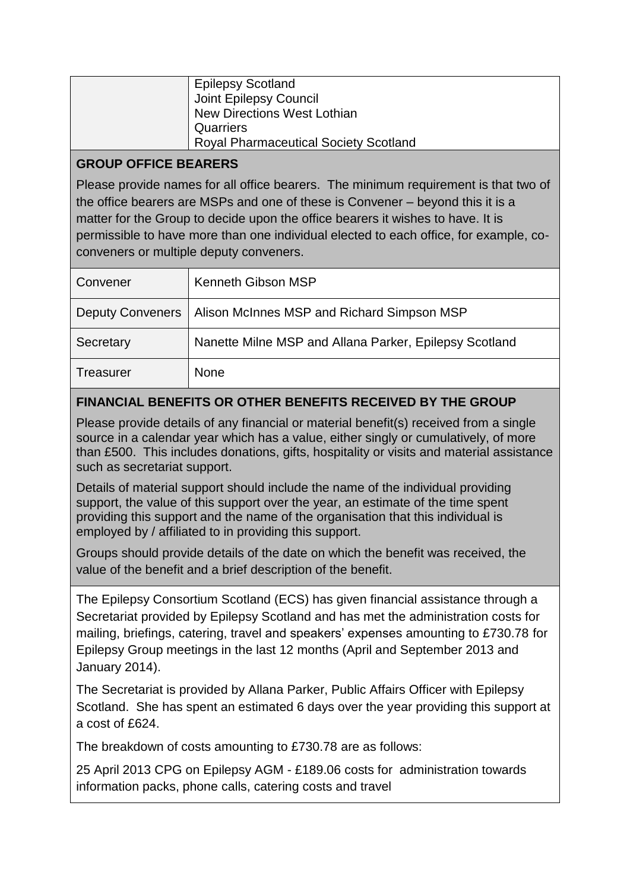| | Epilepsy Scotland<br>Joint Epilepsy Council<br>New Directions West Lothian<br>Quarriers<br>Royal Pharmaceutical Society Scotland |
|---|---|

**GROUP OFFICE BEARERS**

Please provide names for all office bearers. The minimum requirement is that two of the office bearers are MSPs and one of these is Convener – beyond this it is a matter for the Group to decide upon the office bearers it wishes to have. It is permissible to have more than one individual elected to each office, for example, co-conveners or multiple deputy conveners.

| Office | Name |
|---|---|
| Convener | Kenneth Gibson MSP |
| Deputy Conveners | Alison McInnes MSP and Richard Simpson MSP |
| Secretary | Nanette Milne MSP and Allana Parker, Epilepsy Scotland |
| Treasurer | None |

**FINANCIAL BENEFITS OR OTHER BENEFITS RECEIVED BY THE GROUP**

Please provide details of any financial or material benefit(s) received from a single source in a calendar year which has a value, either singly or cumulatively, of more than £500. This includes donations, gifts, hospitality or visits and material assistance such as secretariat support.

Details of material support should include the name of the individual providing support, the value of this support over the year, an estimate of the time spent providing this support and the name of the organisation that this individual is employed by / affiliated to in providing this support.

Groups should provide details of the date on which the benefit was received, the value of the benefit and a brief description of the benefit.

The Epilepsy Consortium Scotland (ECS) has given financial assistance through a Secretariat provided by Epilepsy Scotland and has met the administration costs for mailing, briefings, catering, travel and speakers' expenses amounting to £730.78 for Epilepsy Group meetings in the last 12 months (April and September 2013 and January 2014).

The Secretariat is provided by Allana Parker, Public Affairs Officer with Epilepsy Scotland. She has spent an estimated 6 days over the year providing this support at a cost of £624.

The breakdown of costs amounting to £730.78 are as follows:

25 April 2013 CPG on Epilepsy AGM - £189.06 costs for administration towards information packs, phone calls, catering costs and travel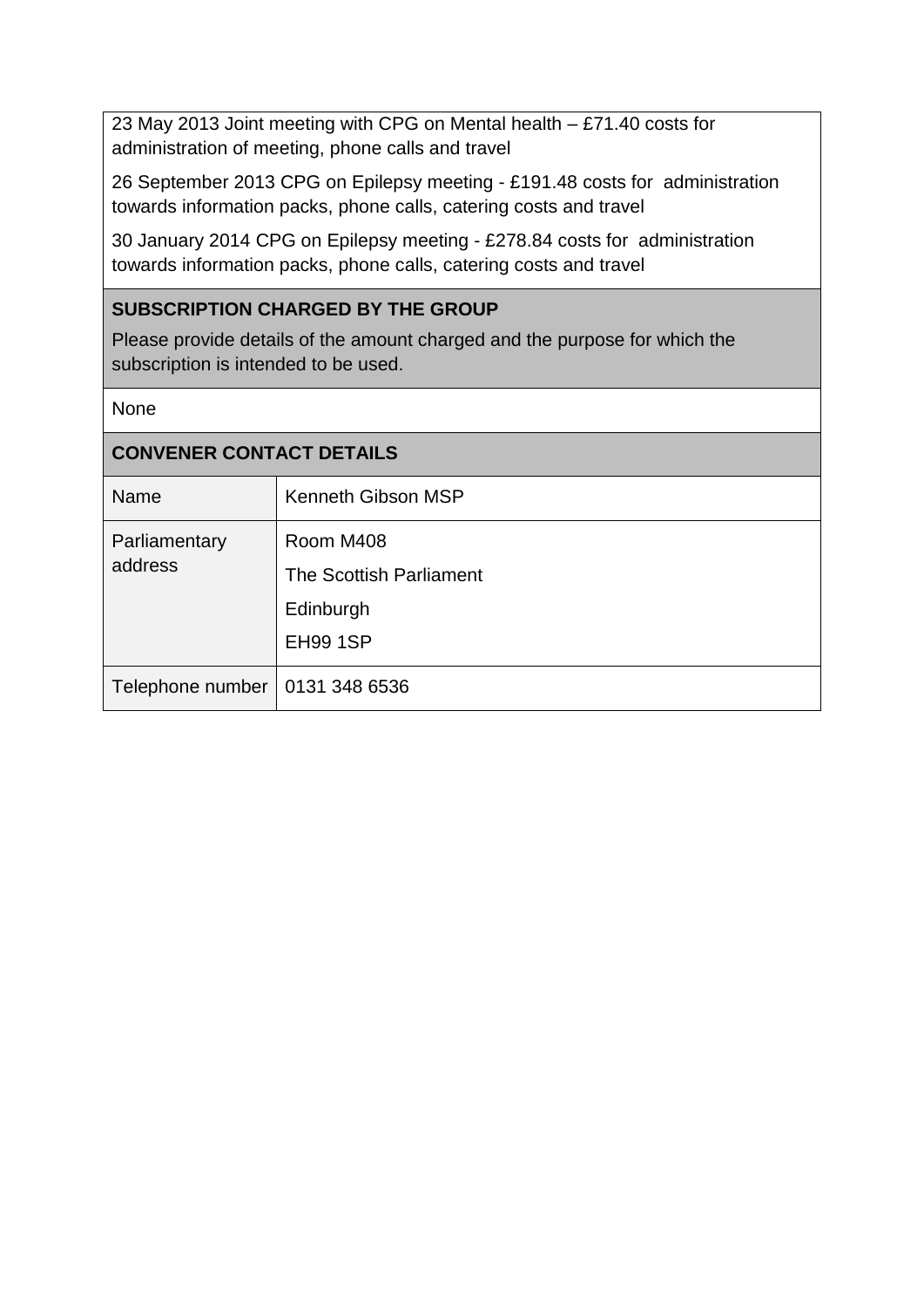23 May 2013 Joint meeting with CPG on Mental health – £71.40 costs for administration of meeting, phone calls and travel

26 September 2013 CPG on Epilepsy meeting - £191.48 costs for administration towards information packs, phone calls, catering costs and travel

30 January 2014 CPG on Epilepsy meeting - £278.84 costs for administration towards information packs, phone calls, catering costs and travel

**SUBSCRIPTION CHARGED BY THE GROUP**

Please provide details of the amount charged and the purpose for which the subscription is intended to be used.

None

**CONVENER CONTACT DETAILS**

| | |
|---|---|
| Name | Kenneth Gibson MSP |
| Parliamentary address | Room M408<br>The Scottish Parliament<br>Edinburgh<br>EH99 1SP |
| Telephone number | 0131 348 6536 |